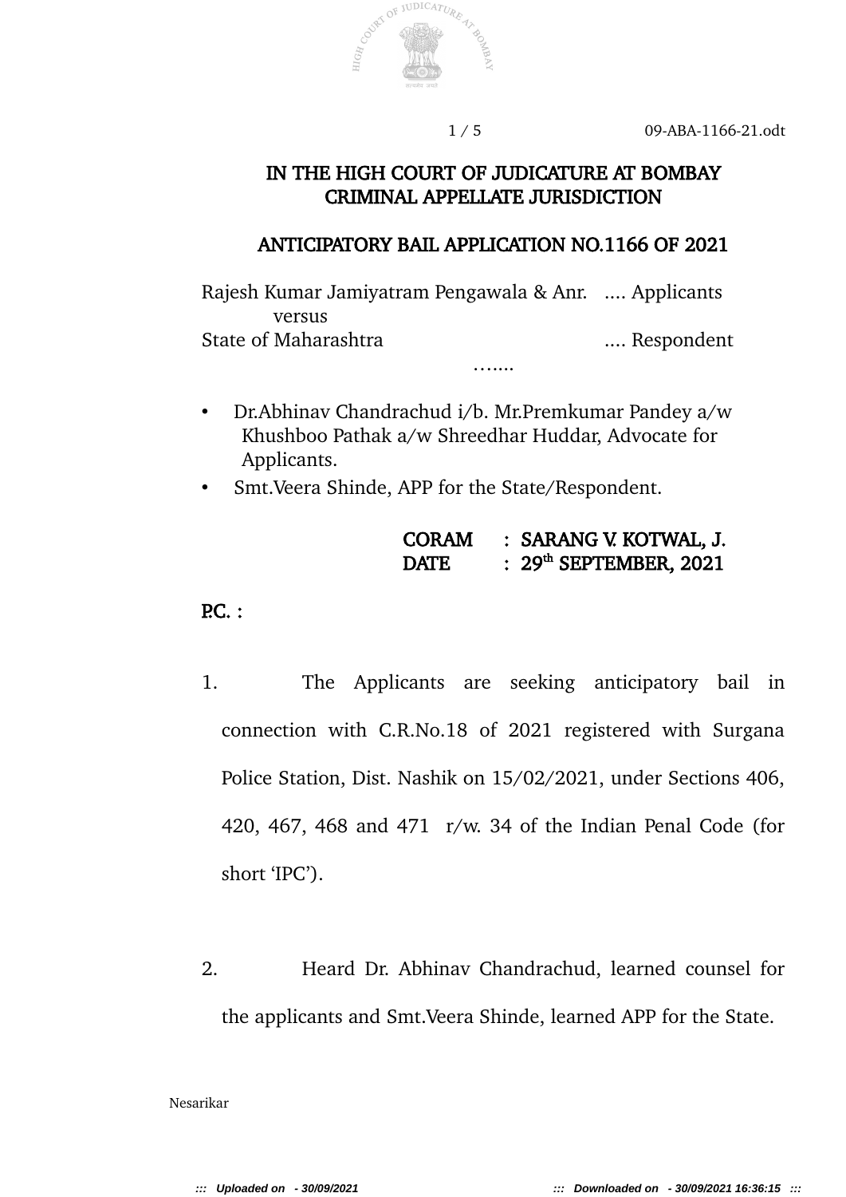# IN THE HIGH COURT OF JUDICATURE AT BOMBAY
## CRIMINAL APPELLATE JURISDICTION

## ANTICIPATORY BAIL APPLICATION NO.1166 OF 2021

Rajesh Kumar Jamiyatram Pengawala & Anr. .... Applicants
versus
State of Maharashtra .... Respondent

…....

- Dr.Abhinav Chandrachud i/b. Mr.Premkumar Pandey a/w Khushboo Pathak a/w Shreedhar Huddar, Advocate for Applicants.
- Smt.Veera Shinde, APP for the State/Respondent.

**CORAM : SARANG V. KOTWAL, J.**
**DATE : 29th SEPTEMBER, 2021**

**P.C. :**

1. The Applicants are seeking anticipatory bail in connection with C.R.No.18 of 2021 registered with Surgana Police Station, Dist. Nashik on 15/02/2021, under Sections 406, 420, 467, 468 and 471 r/w. 34 of the Indian Penal Code (for short 'IPC').

2. Heard Dr. Abhinav Chandrachud, learned counsel for the applicants and Smt.Veera Shinde, learned APP for the State.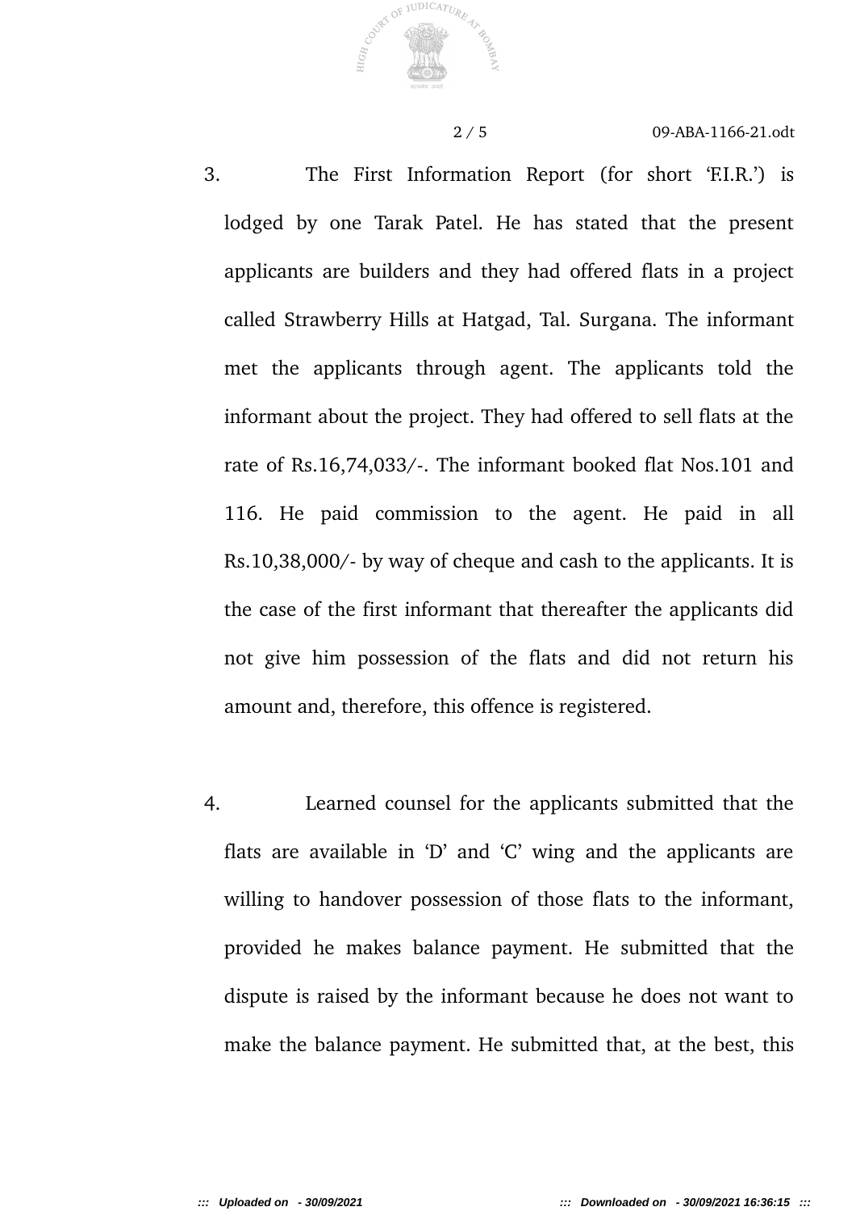3. The First Information Report (for short 'F.I.R.') is lodged by one Tarak Patel. He has stated that the present applicants are builders and they had offered flats in a project called Strawberry Hills at Hatgad, Tal. Surgana. The informant met the applicants through agent. The applicants told the informant about the project. They had offered to sell flats at the rate of Rs.16,74,033/-. The informant booked flat Nos.101 and 116. He paid commission to the agent. He paid in all Rs.10,38,000/- by way of cheque and cash to the applicants. It is the case of the first informant that thereafter the applicants did not give him possession of the flats and did not return his amount and, therefore, this offence is registered.

4. Learned counsel for the applicants submitted that the flats are available in 'D' and 'C' wing and the applicants are willing to handover possession of those flats to the informant, provided he makes balance payment. He submitted that the dispute is raised by the informant because he does not want to make the balance payment. He submitted that, at the best, this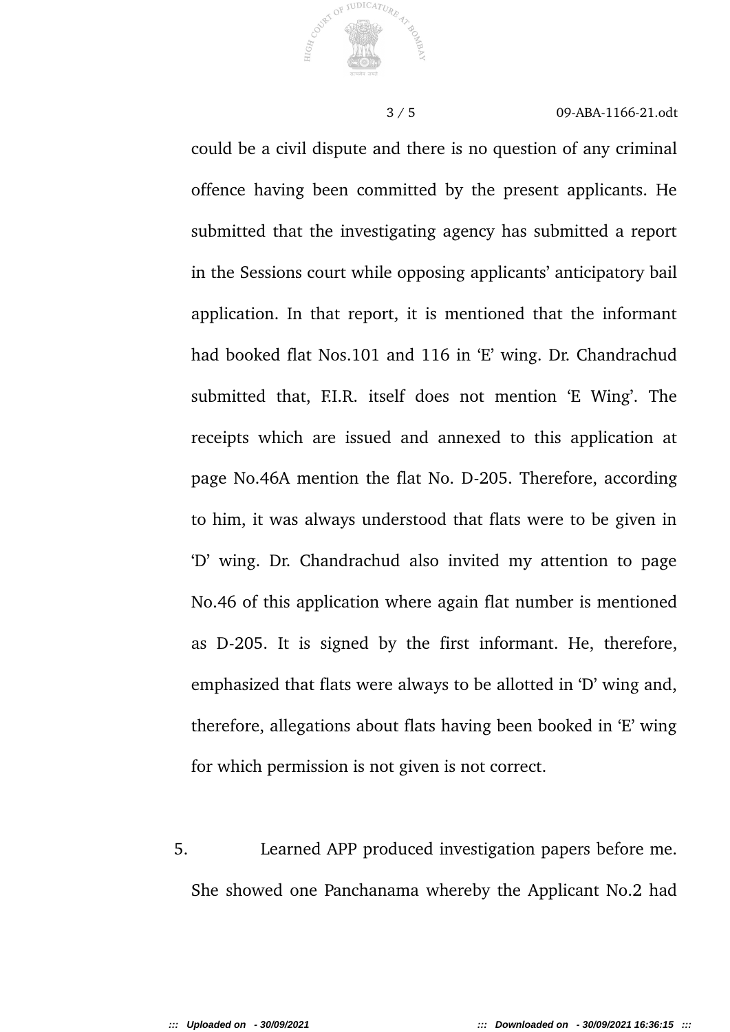could be a civil dispute and there is no question of any criminal offence having been committed by the present applicants. He submitted that the investigating agency has submitted a report in the Sessions court while opposing applicants' anticipatory bail application. In that report, it is mentioned that the informant had booked flat Nos.101 and 116 in 'E' wing. Dr. Chandrachud submitted that, F.I.R. itself does not mention 'E Wing'. The receipts which are issued and annexed to this application at page No.46A mention the flat No. D-205. Therefore, according to him, it was always understood that flats were to be given in 'D' wing. Dr. Chandrachud also invited my attention to page No.46 of this application where again flat number is mentioned as D-205. It is signed by the first informant. He, therefore, emphasized that flats were always to be allotted in 'D' wing and, therefore, allegations about flats having been booked in 'E' wing for which permission is not given is not correct.

5. Learned APP produced investigation papers before me. She showed one Panchanama whereby the Applicant No.2 had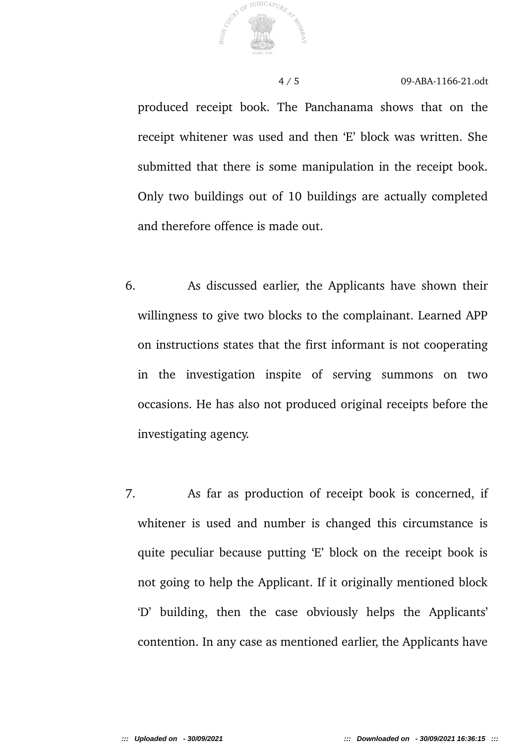produced receipt book. The Panchanama shows that on the receipt whitener was used and then 'E' block was written. She submitted that there is some manipulation in the receipt book. Only two buildings out of 10 buildings are actually completed and therefore offence is made out.

6. As discussed earlier, the Applicants have shown their willingness to give two blocks to the complainant. Learned APP on instructions states that the first informant is not cooperating in the investigation inspite of serving summons on two occasions. He has also not produced original receipts before the investigating agency.

7. As far as production of receipt book is concerned, if whitener is used and number is changed this circumstance is quite peculiar because putting 'E' block on the receipt book is not going to help the Applicant. If it originally mentioned block 'D' building, then the case obviously helps the Applicants' contention. In any case as mentioned earlier, the Applicants have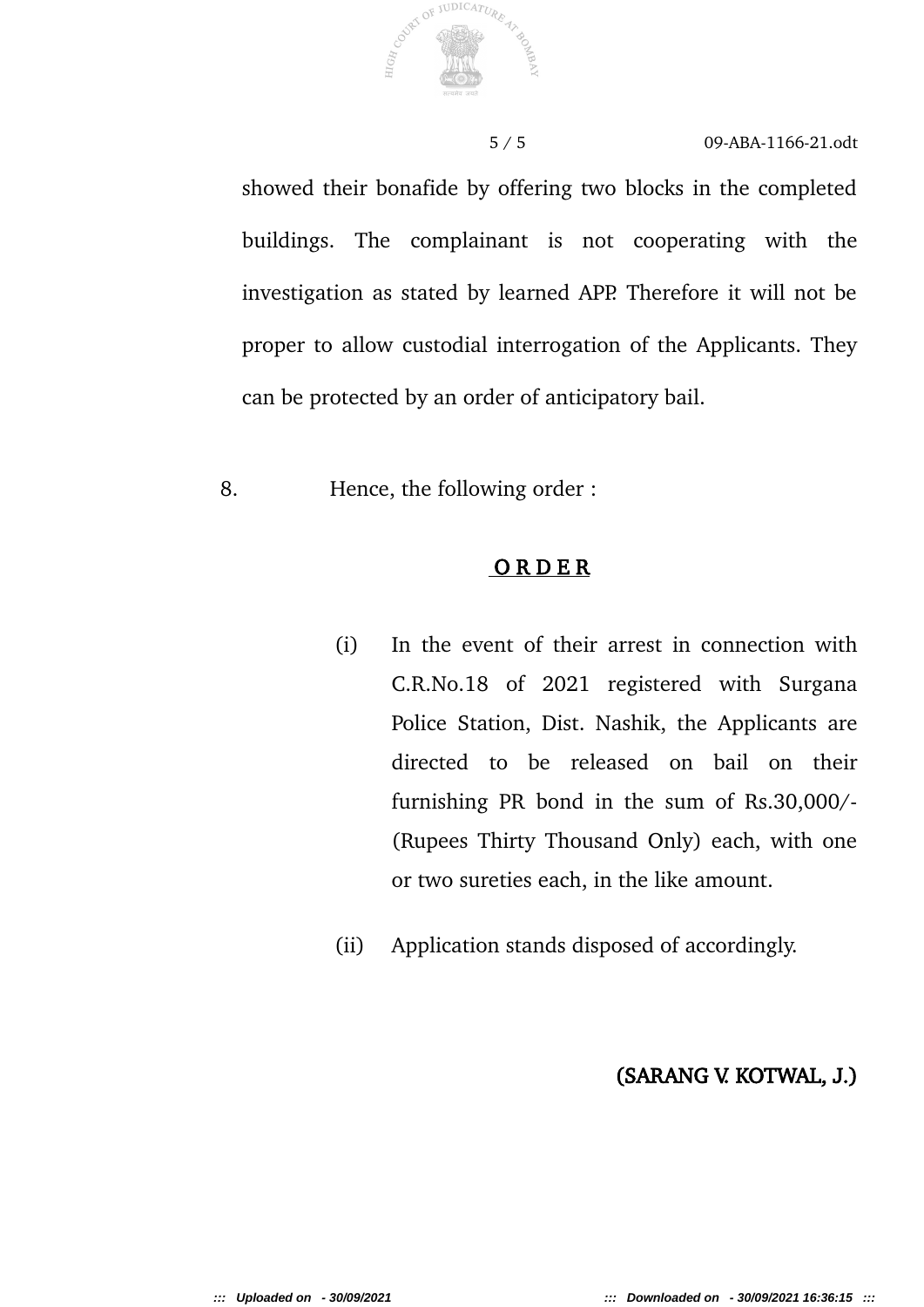showed their bonafide by offering two blocks in the completed buildings. The complainant is not cooperating with the investigation as stated by learned APP. Therefore it will not be proper to allow custodial interrogation of the Applicants. They can be protected by an order of anticipatory bail.

8. Hence, the following order :

**O R D E R**

(i) In the event of their arrest in connection with C.R.No.18 of 2021 registered with Surgana Police Station, Dist. Nashik, the Applicants are directed to be released on bail on their furnishing PR bond in the sum of Rs.30,000/- (Rupees Thirty Thousand Only) each, with one or two sureties each, in the like amount.

(ii) Application stands disposed of accordingly.

**(SARANG V. KOTWAL, J.)**